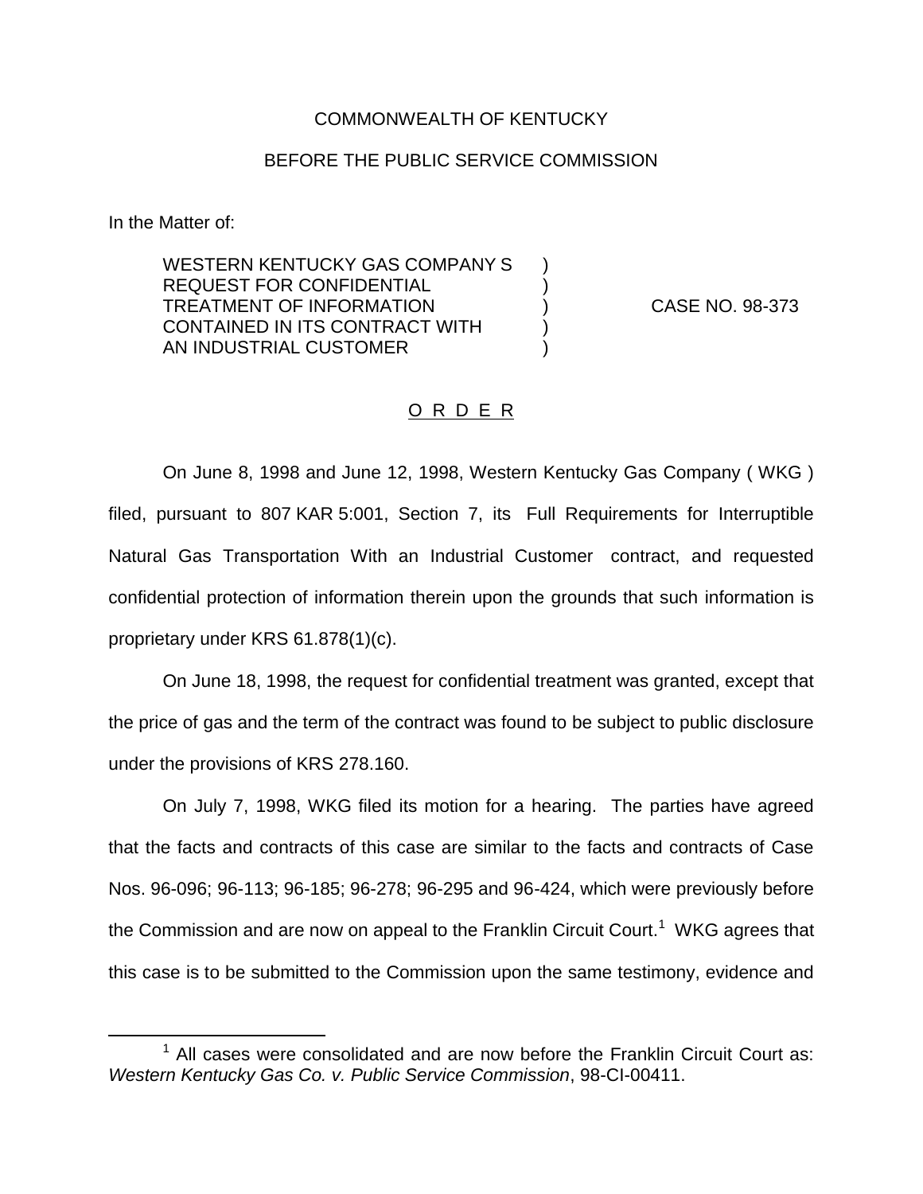COMMONWEALTH OF KENTUCKY

BEFORE THE PUBLIC SERVICE COMMISSION

In the Matter of:

| | | |
|---|---|---|
| WESTERN KENTUCKY GAS COMPANY S REQUEST FOR CONFIDENTIAL TREATMENT OF INFORMATION CONTAINED IN ITS CONTRACT WITH AN INDUSTRIAL CUSTOMER | ) ) ) ) ) | CASE NO. 98-373 |

O R D E R

On June 8, 1998 and June 12, 1998, Western Kentucky Gas Company ( WKG ) filed, pursuant to 807 KAR 5:001, Section 7, its Full Requirements for Interruptible Natural Gas Transportation With an Industrial Customer contract, and requested confidential protection of information therein upon the grounds that such information is proprietary under KRS 61.878(1)(c).

On June 18, 1998, the request for confidential treatment was granted, except that the price of gas and the term of the contract was found to be subject to public disclosure under the provisions of KRS 278.160.

On July 7, 1998, WKG filed its motion for a hearing. The parties have agreed that the facts and contracts of this case are similar to the facts and contracts of Case Nos. 96-096; 96-113; 96-185; 96-278; 96-295 and 96-424, which were previously before the Commission and are now on appeal to the Franklin Circuit Court.[1] WKG agrees that this case is to be submitted to the Commission upon the same testimony, evidence and

[1] All cases were consolidated and are now before the Franklin Circuit Court as: *Western Kentucky Gas Co. v. Public Service Commission*, 98-CI-00411.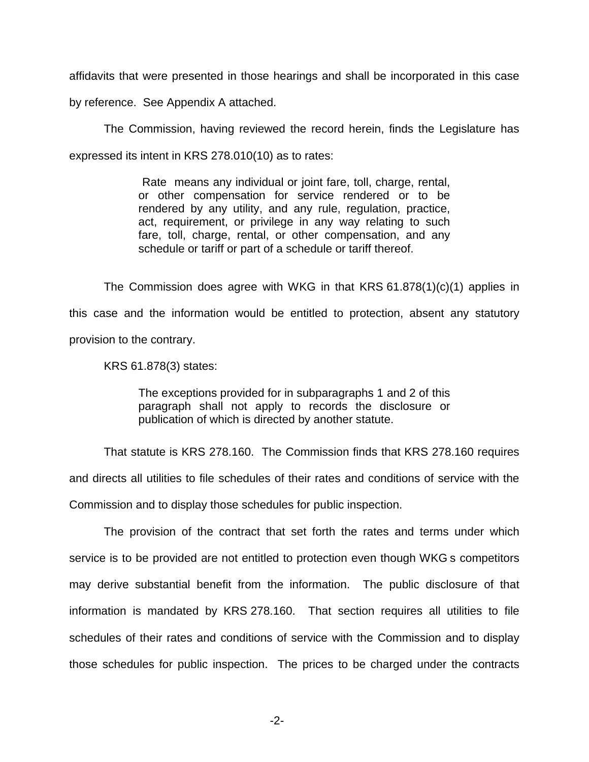affidavits that were presented in those hearings and shall be incorporated in this case by reference. See Appendix A attached.

The Commission, having reviewed the record herein, finds the Legislature has expressed its intent in KRS 278.010(10) as to rates:

> Rate means any individual or joint fare, toll, charge, rental, or other compensation for service rendered or to be rendered by any utility, and any rule, regulation, practice, act, requirement, or privilege in any way relating to such fare, toll, charge, rental, or other compensation, and any schedule or tariff or part of a schedule or tariff thereof.

The Commission does agree with WKG in that KRS 61.878(1)(c)(1) applies in this case and the information would be entitled to protection, absent any statutory provision to the contrary.

KRS 61.878(3) states:

> The exceptions provided for in subparagraphs 1 and 2 of this paragraph shall not apply to records the disclosure or publication of which is directed by another statute.

That statute is KRS 278.160. The Commission finds that KRS 278.160 requires and directs all utilities to file schedules of their rates and conditions of service with the Commission and to display those schedules for public inspection.

The provision of the contract that set forth the rates and terms under which service is to be provided are not entitled to protection even though WKG s competitors may derive substantial benefit from the information. The public disclosure of that information is mandated by KRS 278.160. That section requires all utilities to file schedules of their rates and conditions of service with the Commission and to display those schedules for public inspection. The prices to be charged under the contracts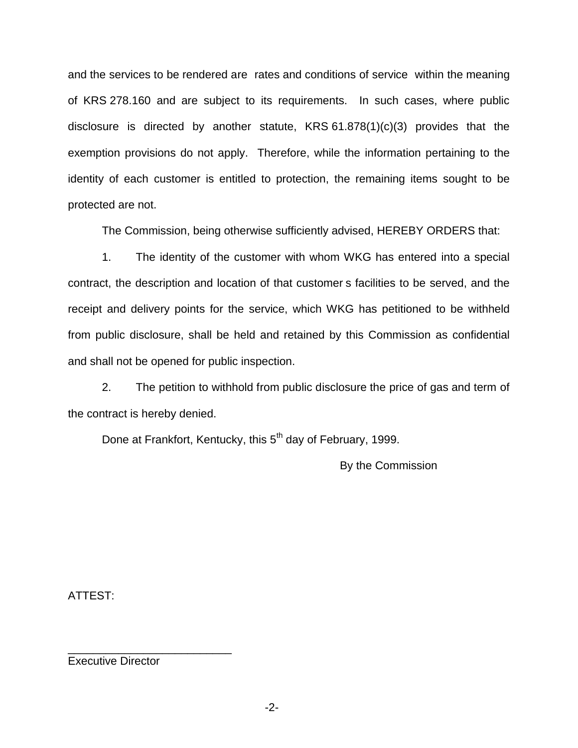and the services to be rendered are rates and conditions of service within the meaning of KRS 278.160 and are subject to its requirements. In such cases, where public disclosure is directed by another statute, KRS 61.878(1)(c)(3) provides that the exemption provisions do not apply. Therefore, while the information pertaining to the identity of each customer is entitled to protection, the remaining items sought to be protected are not.

The Commission, being otherwise sufficiently advised, HEREBY ORDERS that:

1. The identity of the customer with whom WKG has entered into a special contract, the description and location of that customer s facilities to be served, and the receipt and delivery points for the service, which WKG has petitioned to be withheld from public disclosure, shall be held and retained by this Commission as confidential and shall not be opened for public inspection.

2. The petition to withhold from public disclosure the price of gas and term of the contract is hereby denied.

Done at Frankfort, Kentucky, this 5th day of February, 1999.

By the Commission

ATTEST:

___________________________
Executive Director